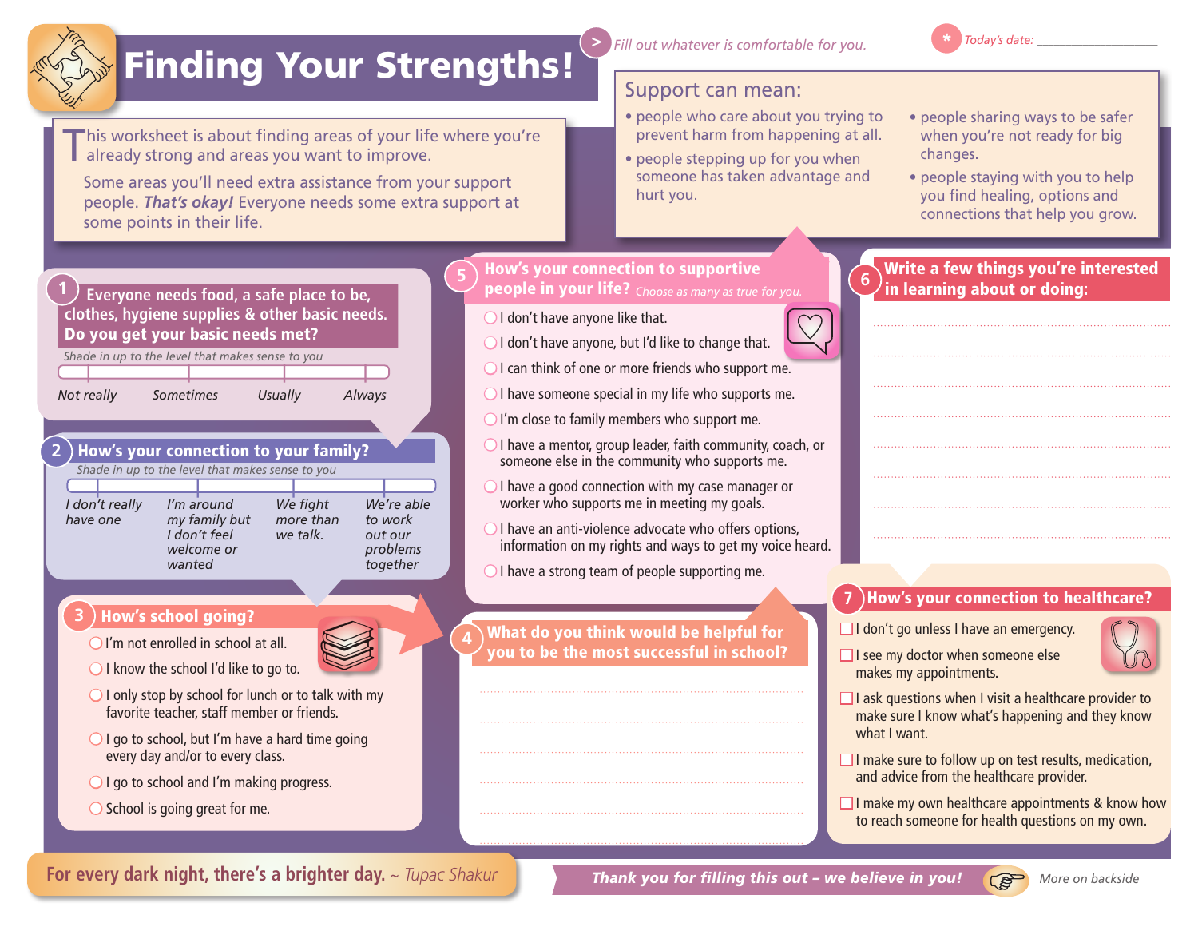# Finding Your Strengths!

> *Fill out whatever is comfortable for you.*

*Today's date:* ___________________

This worksheet is about finding areas of your life where you're already strong and areas you want to improve.

Some areas you'll need extra assistance from your support people. ***That's okay!*** Everyone needs some extra support at some points in their life.

## Support can mean:

- people who care about you trying to prevent harm from happening at all.
- people stepping up for you when someone has taken advantage and hurt you.
- people sharing ways to be safer when you're not ready for big changes.
- people staying with you to help you find healing, options and connections that help you grow.

## 1 Everyone needs food, a safe place to be, clothes, hygiene supplies & other basic needs. Do you get your basic needs met?

*Shade in up to the level that makes sense to you*

*Not really* — *Sometimes* — *Usually* — *Always*

## 2 How's your connection to your family?

*Shade in up to the level that makes sense to you*

*I don't really have one* — *I'm around my family but I don't feel welcome or wanted* — *We fight more than we talk.* — *We're able to work out our problems together*

## 3 How's school going?

- ◯ I'm not enrolled in school at all.
- ◯ I know the school I'd like to go to.
- ◯ I only stop by school for lunch or to talk with my favorite teacher, staff member or friends.
- ◯ I go to school, but I'm have a hard time going every day and/or to every class.
- ◯ I go to school and I'm making progress.
- ◯ School is going great for me.

## 4 What do you think would be helpful for you to be the most successful in school?

................................................................

................................................................

................................................................

................................................................

................................................................

## 5 How's your connection to supportive people in your life? *Choose as many as true for you.*

- ◯ I don't have anyone like that.
- ◯ I don't have anyone, but I'd like to change that.
- ◯ I can think of one or more friends who support me.
- ◯ I have someone special in my life who supports me.
- ◯ I'm close to family members who support me.
- ◯ I have a mentor, group leader, faith community, coach, or someone else in the community who supports me.
- ◯ I have a good connection with my case manager or worker who supports me in meeting my goals.
- ◯ I have an anti-violence advocate who offers options, information on my rights and ways to get my voice heard.
- ◯ I have a strong team of people supporting me.

## 6 Write a few things you're interested in learning about or doing:

................................................................

................................................................

................................................................

................................................................

................................................................

................................................................

................................................................

## 7 How's your connection to healthcare?

- ☐ I don't go unless I have an emergency.
- ☐ I see my doctor when someone else makes my appointments.
- ☐ I ask questions when I visit a healthcare provider to make sure I know what's happening and they know what I want.
- ☐ I make sure to follow up on test results, medication, and advice from the healthcare provider.
- ☐ I make my own healthcare appointments & know how to reach someone for health questions on my own.

**For every dark night, there's a brighter day.** *~ Tupac Shakur*

***Thank you for filling this out – we believe in you!***

*More on backside*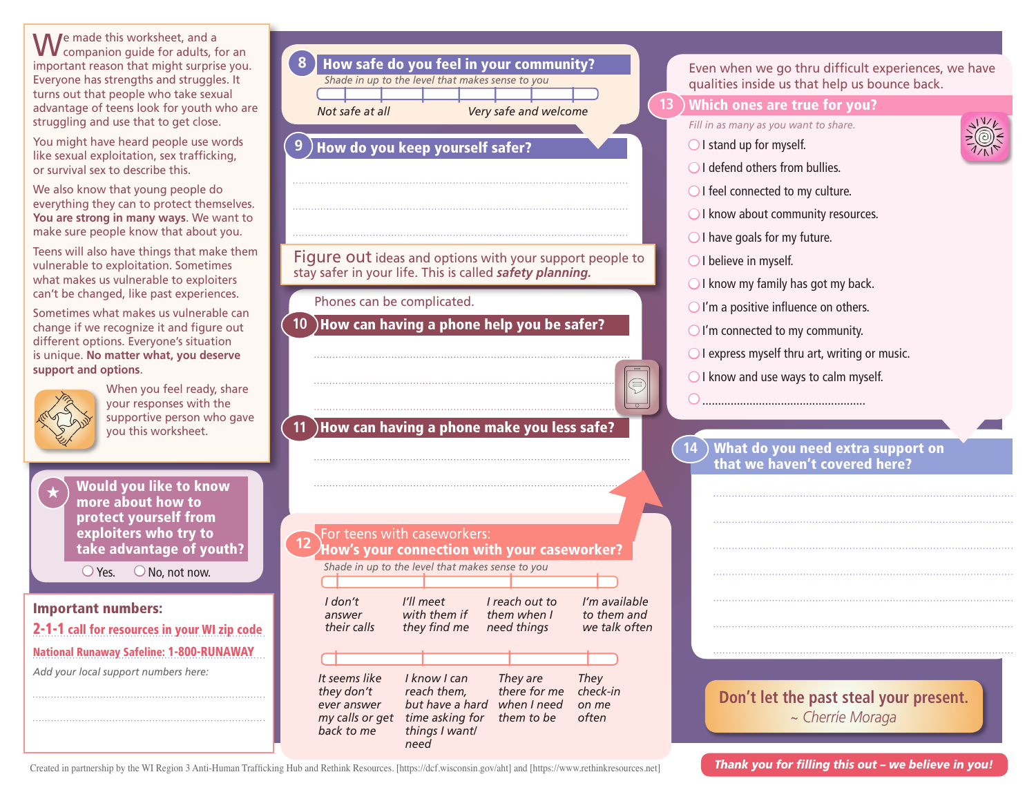We made this worksheet, and a companion guide for adults, for an important reason that might surprise you. Everyone has strengths and struggles. It turns out that people who take sexual advantage of teens look for youth who are struggling and use that to get close.

You might have heard people use words like sexual exploitation, sex trafficking, or survival sex to describe this.

We also know that young people do everything they can to protect themselves. **You are strong in many ways**. We want to make sure people know that about you.

Teens will also have things that make them vulnerable to exploitation. Sometimes what makes us vulnerable to exploiters can't be changed, like past experiences.

Sometimes what makes us vulnerable can change if we recognize it and figure out different options. Everyone's situation is unique. **No matter what, you deserve support and options**.

When you feel ready, share your responses with the supportive person who gave you this worksheet.

### ★ Would you like to know more about how to protect yourself from exploiters who try to take advantage of youth?

○ Yes. ○ No, not now.

### Important numbers:

**2-1-1** call for resources in your WI zip code

National Runaway Safeline: 1-800-RUNAWAY

*Add your local support numbers here:*

.................................................................

.................................................................

## 8 How safe do you feel in your community?

*Shade in up to the level that makes sense to you*

*Not safe at all* — *Very safe and welcome*

## 9 How do you keep yourself safer?

.................................................................

.................................................................

.................................................................

Figure out ideas and options with your support people to stay safer in your life. This is called ***safety planning.***

Phones can be complicated.

## 10 How can having a phone help you be safer?

.................................................................

.................................................................

.................................................................

## 11 How can having a phone make you less safe?

.................................................................

.................................................................

## 12 For teens with caseworkers: How's your connection with your caseworker?

*Shade in up to the level that makes sense to you*

*I don't answer their calls* — *I'll meet with them if they find me* — *I reach out to them when I need things* — *I'm available to them and we talk often*

*It seems like they don't ever answer my calls or get back to me* — *I know I can reach them, but have a hard time asking for things I want/need* — *They are there for me when I need them to be* — *They check-in on me often*

Even when we go thru difficult experiences, we have qualities inside us that help us bounce back.

## 13 Which ones are true for you?

*Fill in as many as you want to share.*

- ○ I stand up for myself.
- ○ I defend others from bullies.
- ○ I feel connected to my culture.
- ○ I know about community resources.
- ○ I have goals for my future.
- ○ I believe in myself.
- ○ I know my family has got my back.
- ○ I'm a positive influence on others.
- ○ I'm connected to my community.
- ○ I express myself thru art, writing or music.
- ○ I know and use ways to calm myself.
- ○ ....................................................

## 14 What do you need extra support on that we haven't covered here?

.................................................................

.................................................................

.................................................................

.................................................................

.................................................................

.................................................................

.................................................................

**Don't let the past steal your present.**
~ Cherríe Moraga

***Thank you for filling this out – we believe in you!***

Created in partnership by the WI Region 3 Anti-Human Trafficking Hub and Rethink Resources. [https://dcf.wisconsin.gov/aht] and [https://www.rethinkresources.net]